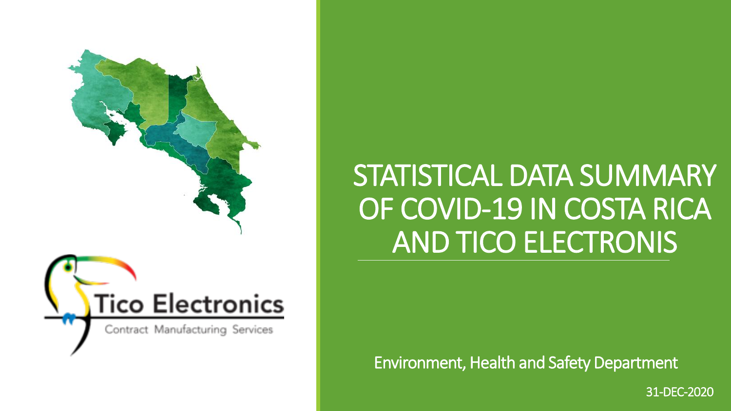Tico Electronics

Contract Manufacturing Services

# STATISTICAL DATA SUMMARY OF COVID-19 IN COSTA RICA AND TICO ELECTRONIS

Environment, Health and Safety Department

31-DEC-2020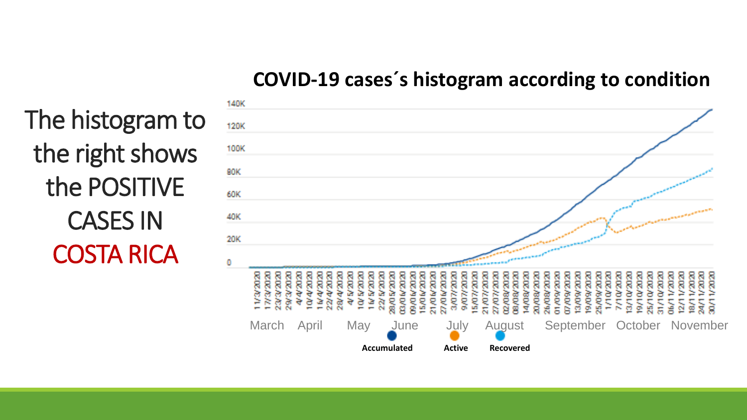The histogram to the right shows the POSITIVE CASES IN COSTA RICA

## COVID-19 cases´s histogram according to condition

140K
120K
100K
80K
60K
40K
20K
0

11/3/2020 17/3/2020 23/3/2020 29/3/2020 4/4/2020 10/4/2020 16/4/2020 22/4/2020 28/4/2020 4/5/2020 10/5/2020 16/5/2020 22/5/2020 28/05/2020 03/06/2020 09/06/2020 15/06/2020 21/06/2020 27/06/2020 3/07/2020 9/07/2020 15/07/2020 21/07/2020 27/07/2020 02/08/2020 08/08/2020 14/08/2020 20/08/2020 26/08/2020 01/09/2020 07/09/2020 13/09/2020 19/09/2020 25/09/2020 1/10/2020 7/10/2020 13/10/2020 19/10/2020 25/10/2020 31/10/2020 06/11/2020 12/11/2020 18/11/2020 24/11/2020 30/11/2020

March April May June July August September October November

Accumulated Active Recovered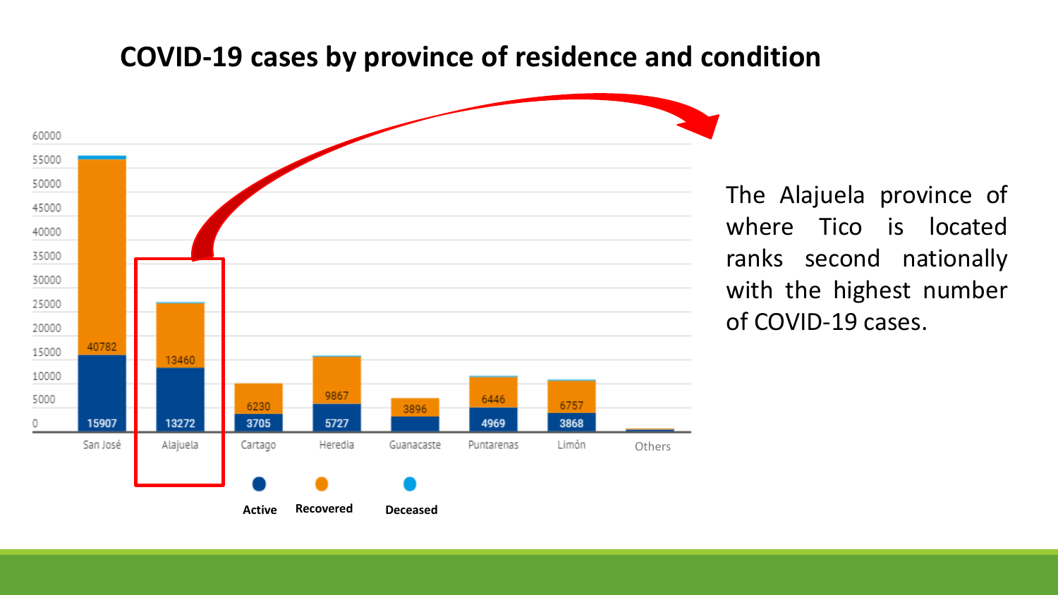## COVID-19 cases by province of residence and condition

| Province | Active | Recovered |
|---|---|---|
| San José | 15907 | 40782 |
| Alajuela | 13272 | 13460 |
| Cartago | 3705 | 6230 |
| Heredia | 5727 | 9867 |
| Guanacaste | | 3896 |
| Puntarenas | 4969 | 6446 |
| Limón | 3868 | 6757 |
| Others | | |

Active · Recovered · Deceased

The Alajuela province of where Tico is located ranks second nationally with the highest number of COVID-19 cases.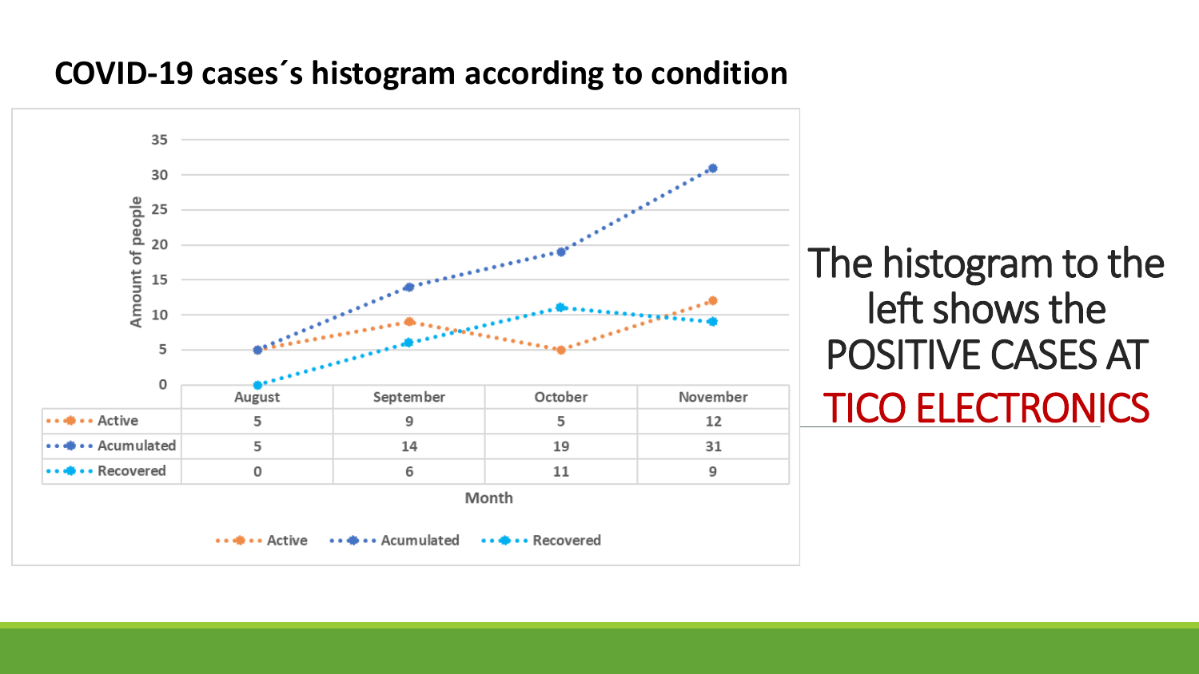## COVID-19 cases´s histogram according to condition

| | August | September | October | November |
|---|---|---|---|---|
| Active | 5 | 9 | 5 | 12 |
| Acumulated | 5 | 14 | 19 | 31 |
| Recovered | 0 | 6 | 11 | 9 |

Month

The histogram to the left shows the POSITIVE CASES AT TICO ELECTRONICS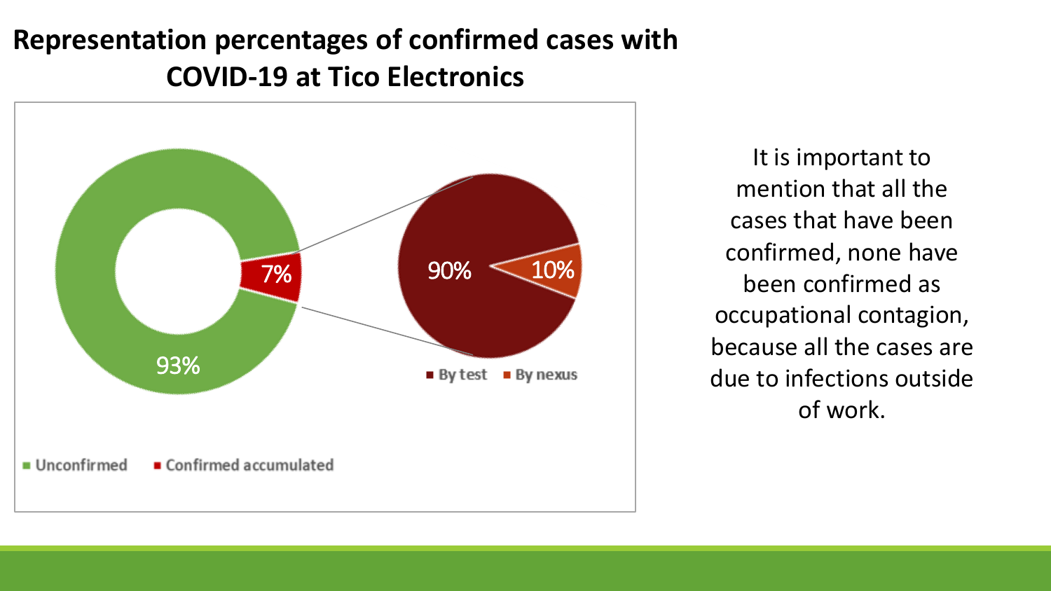# Representation percentages of confirmed cases with COVID-19 at Tico Electronics

93%

7%

90%

10%

By test By nexus

Unconfirmed Confirmed accumulated

It is important to mention that all the cases that have been confirmed, none have been confirmed as occupational contagion, because all the cases are due to infections outside of work.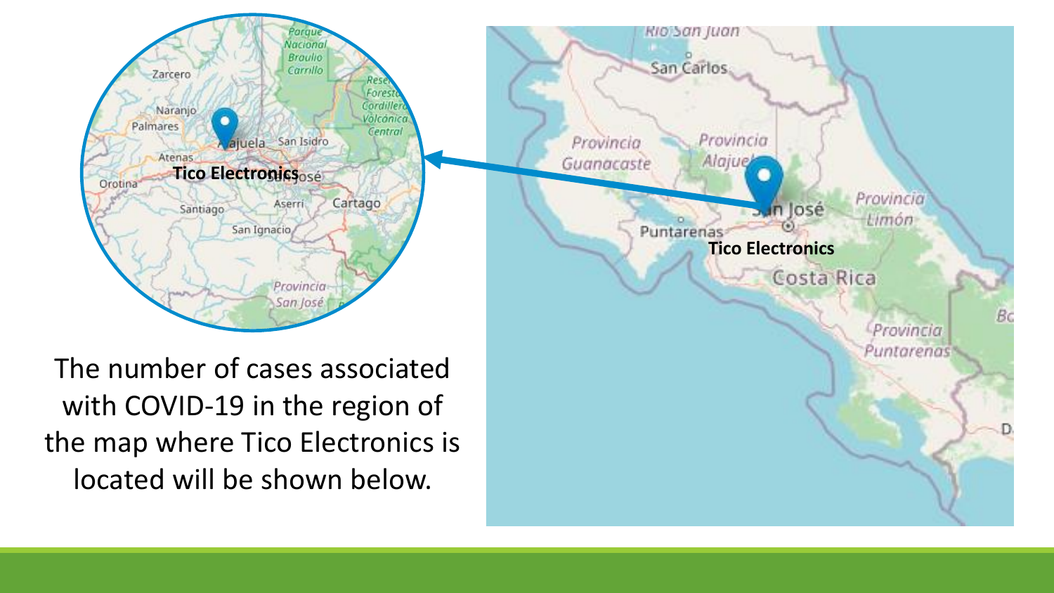The number of cases associated with COVID-19 in the region of the map where Tico Electronics is located will be shown below.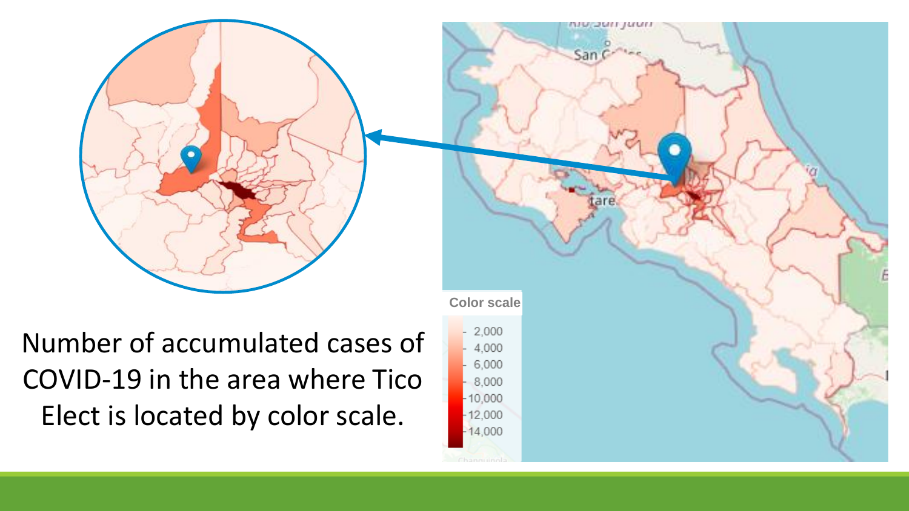Number of accumulated cases of COVID-19 in the area where Tico Elect is located by color scale.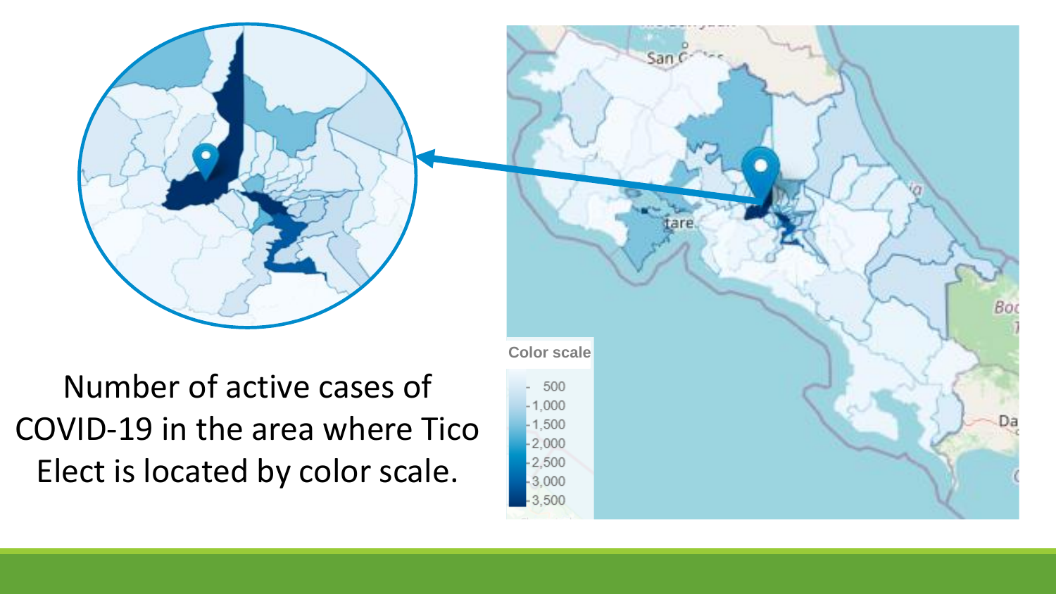Number of active cases of COVID-19 in the area where Tico Elect is located by color scale.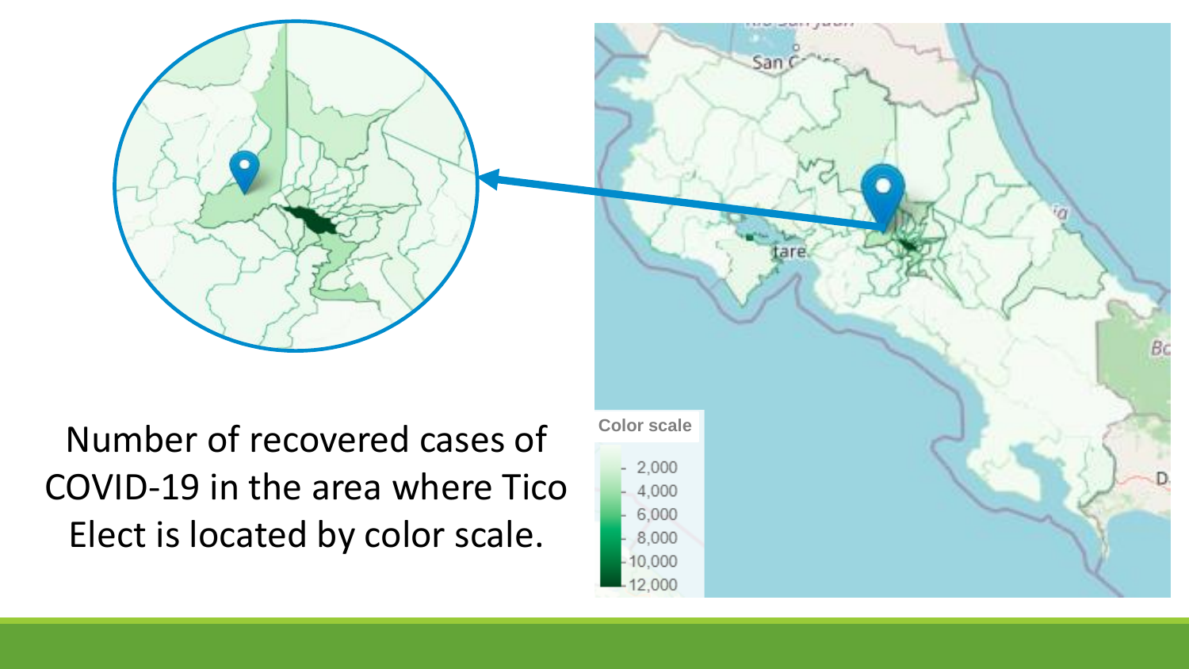Number of recovered cases of COVID-19 in the area where Tico Elect is located by color scale.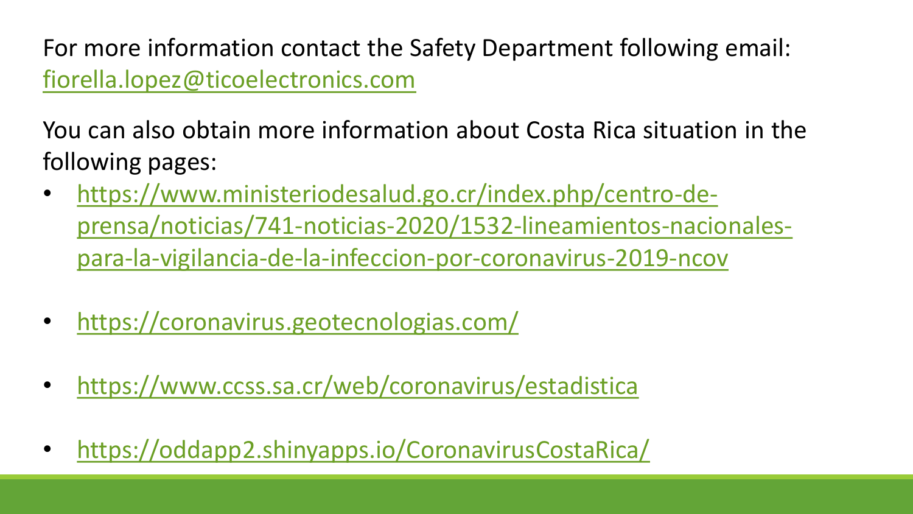For more information contact the Safety Department following email: fiorella.lopez@ticoelectronics.com

You can also obtain more information about Costa Rica situation in the following pages:

- https://www.ministeriodesalud.go.cr/index.php/centro-de-prensa/noticias/741-noticias-2020/1532-lineamientos-nacionales-para-la-vigilancia-de-la-infeccion-por-coronavirus-2019-ncov
- https://coronavirus.geotecnologias.com/
- https://www.ccss.sa.cr/web/coronavirus/estadistica
- https://oddapp2.shinyapps.io/CoronavirusCostaRica/